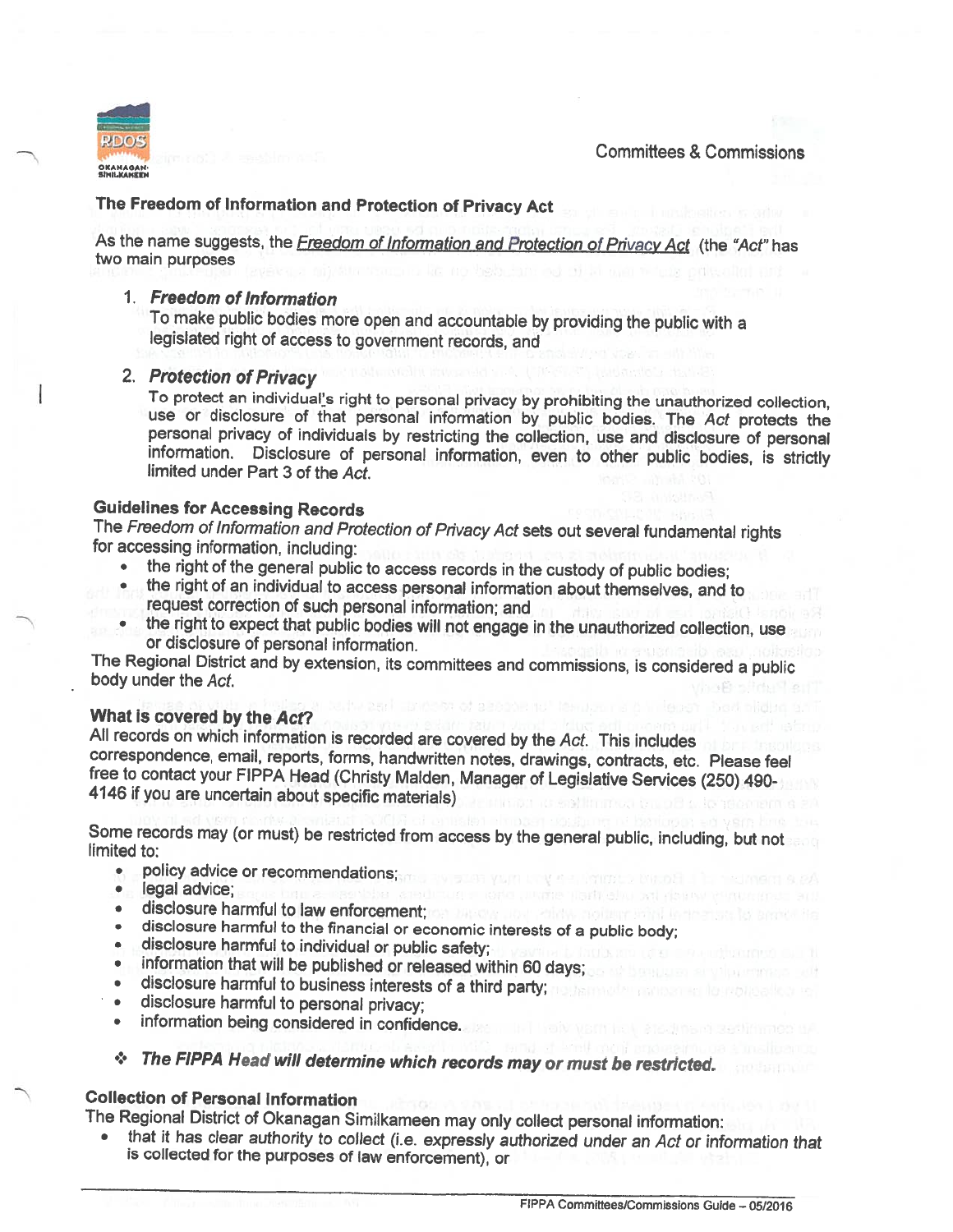Committees & Commissions

## The Freedom of Information and Protection of Privacy Act

As the name suggests, the *Freedom of Information and Protection of Privacy Act* (the *"Act"* has two main purposes

1. ***Freedom of Information***
   To make public bodies more open and accountable by providing the public with a legislated right of access to government records, and

2. ***Protection of Privacy***
   To protect an individual's right to personal privacy by prohibiting the unauthorized collection, use or disclosure of that personal information by public bodies. The *Act* protects the personal privacy of individuals by restricting the collection, use and disclosure of personal information. Disclosure of personal information, even to other public bodies, is strictly limited under Part 3 of the *Act*.

### Guidelines for Accessing Records

The *Freedom of Information and Protection of Privacy Act* sets out several fundamental rights for accessing information, including:

- the right of the general public to access records in the custody of public bodies;
- the right of an individual to access personal information about themselves, and to request correction of such personal information; and
- the right to expect that public bodies will not engage in the unauthorized collection, use or disclosure of personal information.

The Regional District and by extension, its committees and commissions, is considered a public body under the *Act*.

### What is covered by the *Act*?

All records on which information is recorded are covered by the *Act*. This includes correspondence, email, reports, forms, handwritten notes, drawings, contracts, etc. Please feel free to contact your FIPPA Head (Christy Malden, Manager of Legislative Services (250) 490-4146 if you are uncertain about specific materials)

Some records may (or must) be restricted from access by the general public, including, but not limited to:

- policy advice or recommendations;
- legal advice;
- disclosure harmful to law enforcement;
- disclosure harmful to the financial or economic interests of a public body;
- disclosure harmful to individual or public safety;
- information that will be published or released within 60 days;
- disclosure harmful to business interests of a third party;
- disclosure harmful to personal privacy;
- information being considered in confidence.

❖ ***The FIPPA Head will determine which records may or must be restricted.***

### Collection of Personal Information

The Regional District of Okanagan Similkameen may only collect personal information:

- that it has clear authority to collect (i.e. expressly authorized under an *Act* or information that is collected for the purposes of law enforcement), or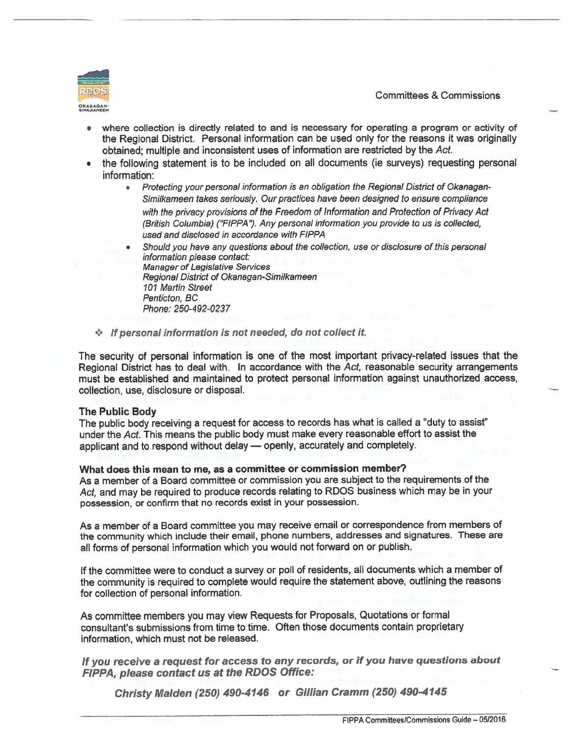- where collection is directly related to and is necessary for operating a program or activity of the Regional District. Personal information can be used only for the reasons it was originally obtained; multiple and inconsistent uses of information are restricted by the *Act*.
- the following statement is to be included on all documents (ie surveys) requesting personal information:
  - *Protecting your personal information is an obligation the Regional District of Okanagan-Similkameen takes seriously. Our practices have been designed to ensure compliance with the privacy provisions of the Freedom of Information and Protection of Privacy Act (British Columbia) ("FIPPA"). Any personal information you provide to us is collected, used and disclosed in accordance with FIPPA*
  - *Should you have any questions about the collection, use or disclosure of this personal information please contact:*
    *Manager of Legislative Services*
    *Regional District of Okanagan-Similkameen*
    *101 Martin Street*
    *Penticton, BC*
    *Phone: 250-492-0237*

❖ ***If personal information is not needed, do not collect it.***

The security of personal information is one of the most important privacy-related issues that the Regional District has to deal with. In accordance with the *Act*, reasonable security arrangements must be established and maintained to protect personal information against unauthorized access, collection, use, disclosure or disposal.

**The Public Body**
The public body receiving a request for access to records has what is called a "duty to assist" under the *Act*. This means the public body must make every reasonable effort to assist the applicant and to respond without delay — openly, accurately and completely.

**What does this mean to me, as a committee or commission member?**
As a member of a Board committee or commission you are subject to the requirements of the *Act*, and may be required to produce records relating to RDOS business which may be in your possession, or confirm that no records exist in your possession.

As a member of a Board committee you may receive email or correspondence from members of the community which include their email, phone numbers, addresses and signatures. These are all forms of personal information which you would not forward on or publish.

If the committee were to conduct a survey or poll of residents, all documents which a member of the community is required to complete would require the statement above, outlining the reasons for collection of personal information.

As committee members you may view Requests for Proposals, Quotations or formal consultant's submissions from time to time. Often those documents contain proprietary information, which must not be released.

***If you receive a request for access to any records, or if you have questions about FIPPA, please contact us at the RDOS Office:***

***Christy Malden (250) 490-4146 or Gillian Cramm (250) 490-4145***